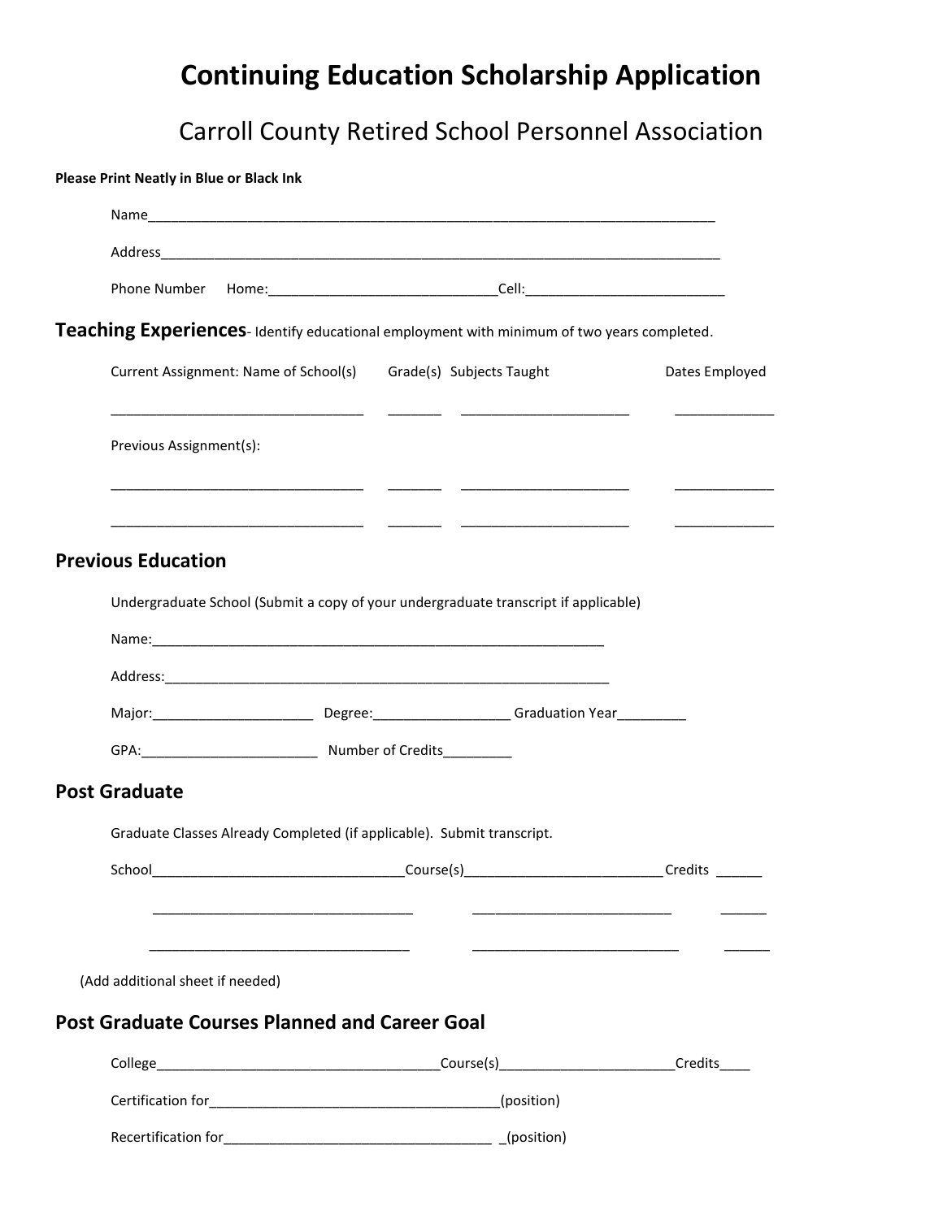# Continuing Education Scholarship Application

## Carroll County Retired School Personnel Association

**Please Print Neatly in Blue or Black Ink**

Name_____________________________________________________________________________

Address___________________________________________________________________________

Phone Number Home:______________________________Cell:___________________________

## Teaching Experiences- Identify educational employment with minimum of two years completed.

| Current Assignment: Name of School(s) | Grade(s) | Subjects Taught | Dates Employed |
|---|---|---|---|
| _________________________________ | _______ | ______________________ | _____________ |

Previous Assignment(s):

| | | | |
|---|---|---|---|
| _________________________________ | _______ | ______________________ | _____________ |
| _________________________________ | _______ | ______________________ | _____________ |

## Previous Education

Undergraduate School (Submit a copy of your undergraduate transcript if applicable)

Name:___________________________________________________________

Address:_________________________________________________________

Major:_____________________ Degree:__________________ Graduation Year_________

GPA:_______________________ Number of Credits_________

## Post Graduate

Graduate Classes Already Completed (if applicable). Submit transcript.

| School | Course(s) | Credits |
|---|---|---|
| _________________________________ | __________________________ | ______ |
| __________________________________ | __________________________ | ______ |
| __________________________________ | ___________________________ | ______ |

(Add additional sheet if needed)

## Post Graduate Courses Planned and Career Goal

College____________________________________Course(s)______________________Credits____

Certification for______________________________________(position)

Recertification for____________________________________ _(position)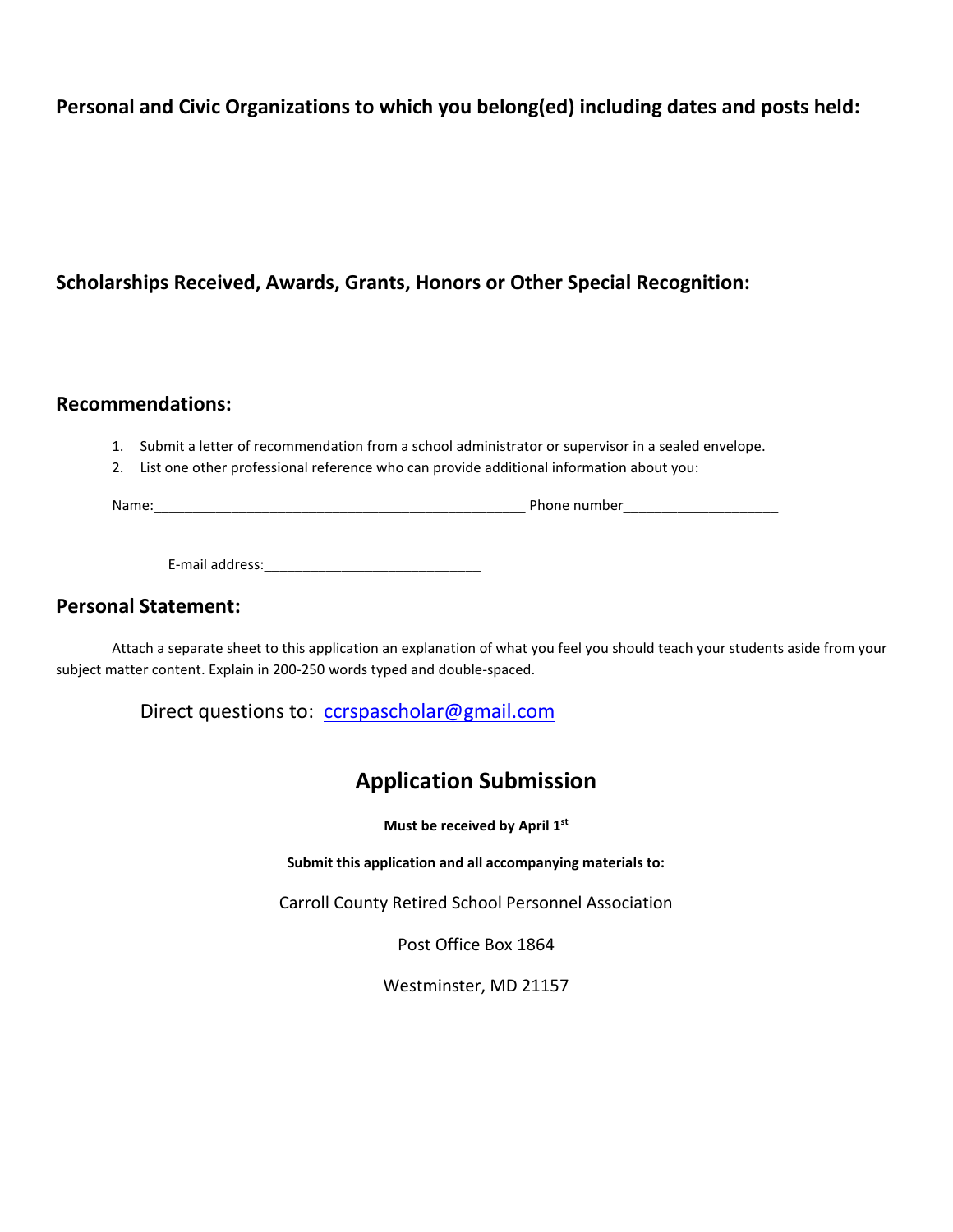**Personal and Civic Organizations to which you belong(ed) including dates and posts held:**

**Scholarships Received, Awards, Grants, Honors or Other Special Recognition:**

## Recommendations:

1. Submit a letter of recommendation from a school administrator or supervisor in a sealed envelope.
2. List one other professional reference who can provide additional information about you:

Name:_________________________________________________ Phone number____________________

E-mail address:____________________________

## Personal Statement:

Attach a separate sheet to this application an explanation of what you feel you should teach your students aside from your subject matter content. Explain in 200-250 words typed and double-spaced.

Direct questions to: ccrspascholar@gmail.com

## Application Submission

**Must be received by April 1st**

**Submit this application and all accompanying materials to:**

Carroll County Retired School Personnel Association

Post Office Box 1864

Westminster, MD 21157